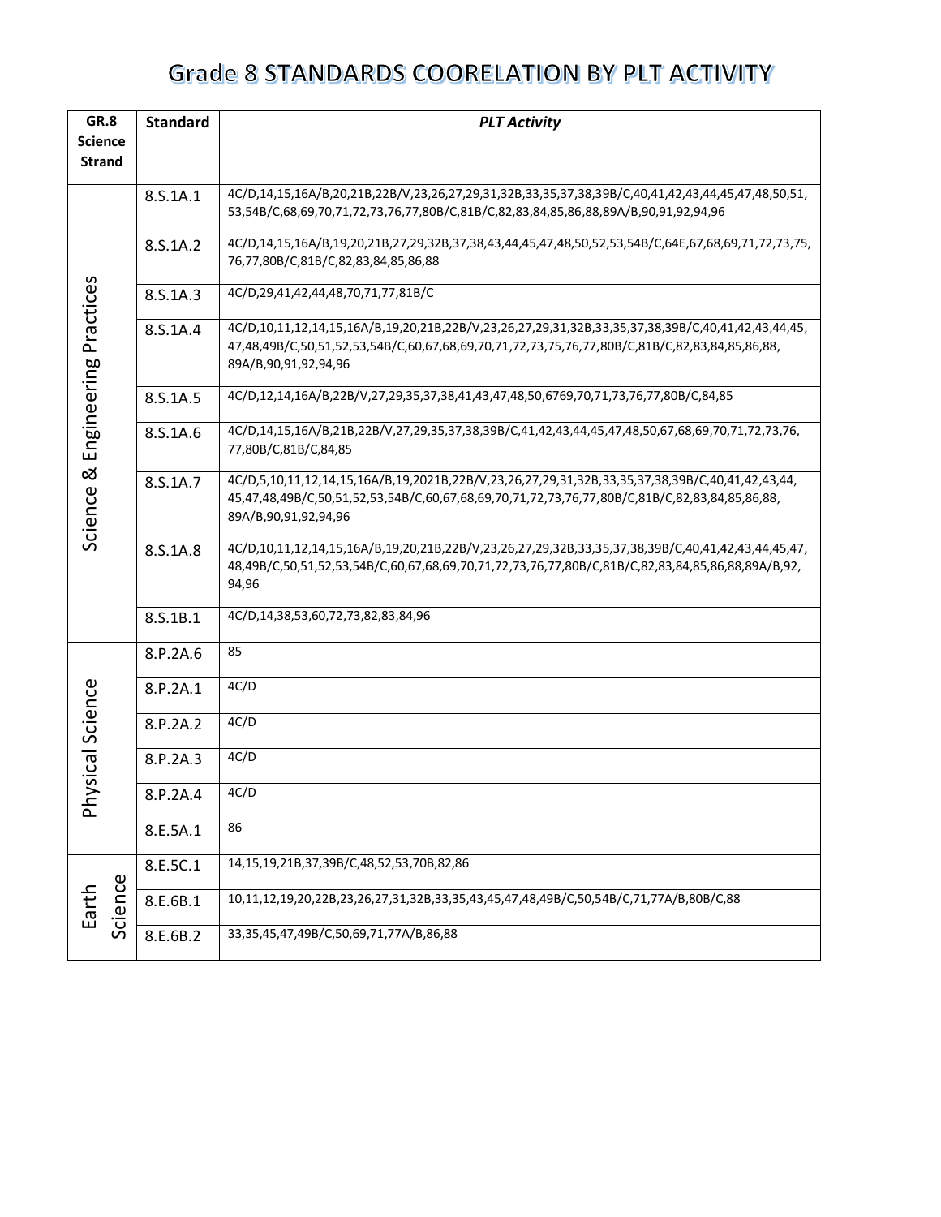# Grade 8 STANDARDS COORELATION BY PLT ACTIVITY

| GR.8 Science Strand | Standard | *PLT Activity* |
|---|---|---|
| Science & Engineering Practices | 8.S.1A.1 | 4C/D,14,15,16A/B,20,21B,22B/V,23,26,27,29,31,32B,33,35,37,38,39B/C,40,41,42,43,44,45,47,48,50,51,53,54B/C,68,69,70,71,72,73,76,77,80B/C,81B/C,82,83,84,85,86,88,89A/B,90,91,92,94,96 |
| | 8.S.1A.2 | 4C/D,14,15,16A/B,19,20,21B,27,29,32B,37,38,43,44,45,47,48,50,52,53,54B/C,64E,67,68,69,71,72,73,75,76,77,80B/C,81B/C,82,83,84,85,86,88 |
| | 8.S.1A.3 | 4C/D,29,41,42,44,48,70,71,77,81B/C |
| | 8.S.1A.4 | 4C/D,10,11,12,14,15,16A/B,19,20,21B,22B/V,23,26,27,29,31,32B,33,35,37,38,39B/C,40,41,42,43,44,45,47,48,49B/C,50,51,52,53,54B/C,60,67,68,69,70,71,72,73,75,76,77,80B/C,81B/C,82,83,84,85,86,88,89A/B,90,91,92,94,96 |
| | 8.S.1A.5 | 4C/D,12,14,16A/B,22B/V,27,29,35,37,38,41,43,47,48,50,6769,70,71,73,76,77,80B/C,84,85 |
| | 8.S.1A.6 | 4C/D,14,15,16A/B,21B,22B/V,27,29,35,37,38,39B/C,41,42,43,44,45,47,48,50,67,68,69,70,71,72,73,76,77,80B/C,81B/C,84,85 |
| | 8.S.1A.7 | 4C/D,5,10,11,12,14,15,16A/B,19,2021B,22B/V,23,26,27,29,31,32B,33,35,37,38,39B/C,40,41,42,43,44,45,47,48,49B/C,50,51,52,53,54B/C,60,67,68,69,70,71,72,73,76,77,80B/C,81B/C,82,83,84,85,86,88,89A/B,90,91,92,94,96 |
| | 8.S.1A.8 | 4C/D,10,11,12,14,15,16A/B,19,20,21B,22B/V,23,26,27,29,32B,33,35,37,38,39B/C,40,41,42,43,44,45,47,48,49B/C,50,51,52,53,54B/C,60,67,68,69,70,71,72,73,76,77,80B/C,81B/C,82,83,84,85,86,88,89A/B,92,94,96 |
| | 8.S.1B.1 | 4C/D,14,38,53,60,72,73,82,83,84,96 |
| Physical Science | 8.P.2A.6 | 85 |
| | 8.P.2A.1 | 4C/D |
| | 8.P.2A.2 | 4C/D |
| | 8.P.2A.3 | 4C/D |
| | 8.P.2A.4 | 4C/D |
| | 8.E.5A.1 | 86 |
| Earth Science | 8.E.5C.1 | 14,15,19,21B,37,39B/C,48,52,53,70B,82,86 |
| | 8.E.6B.1 | 10,11,12,19,20,22B,23,26,27,31,32B,33,35,43,45,47,48,49B/C,50,54B/C,71,77A/B,80B/C,88 |
| | 8.E.6B.2 | 33,35,45,47,49B/C,50,69,71,77A/B,86,88 |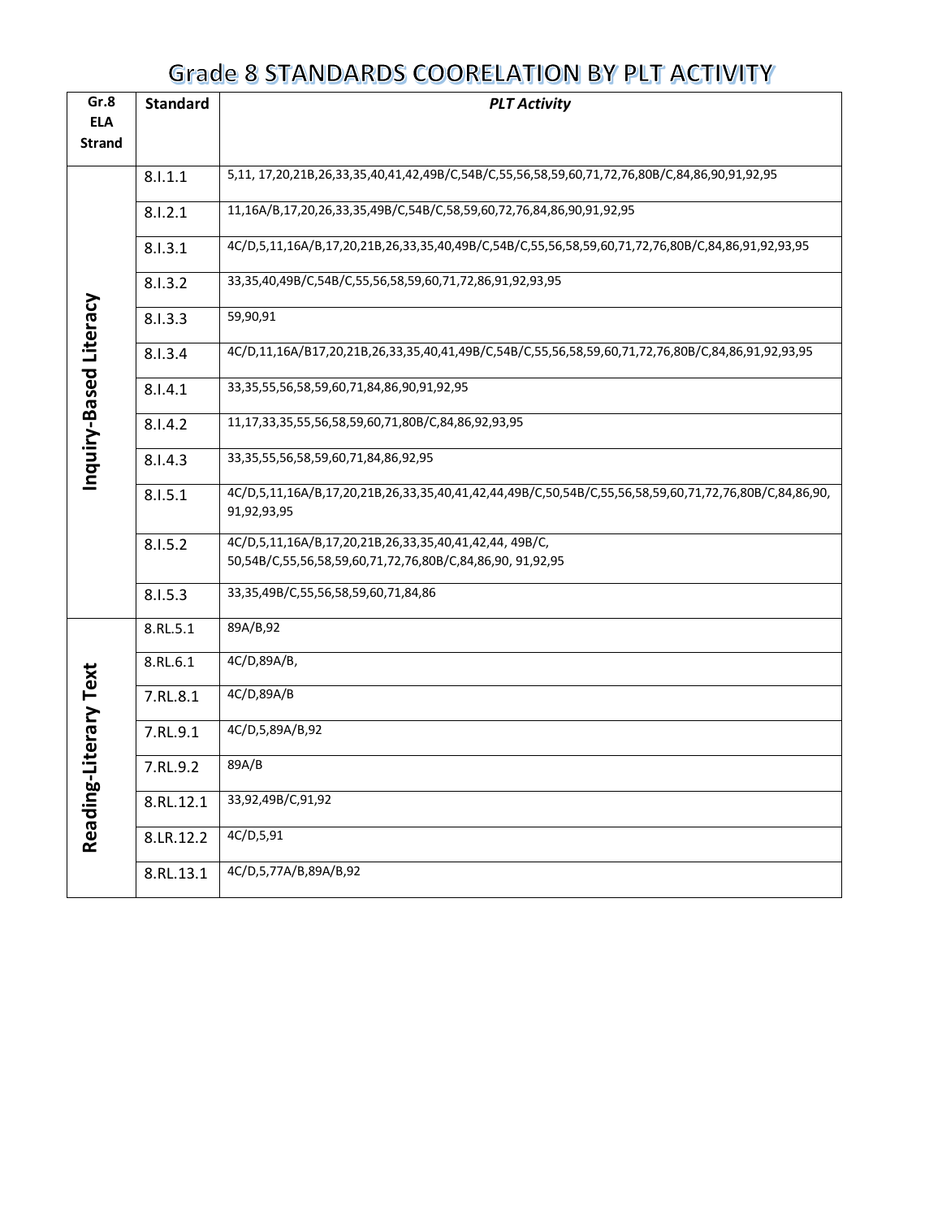# Grade 8 STANDARDS COORELATION BY PLT ACTIVITY

| Gr.8 ELA Strand | Standard | *PLT Activity* |
|---|---|---|
| Inquiry-Based Literacy | 8.I.1.1 | 5,11, 17,20,21B,26,33,35,40,41,42,49B/C,54B/C,55,56,58,59,60,71,72,76,80B/C,84,86,90,91,92,95 |
| | 8.I.2.1 | 11,16A/B,17,20,26,33,35,49B/C,54B/C,58,59,60,72,76,84,86,90,91,92,95 |
| | 8.I.3.1 | 4C/D,5,11,16A/B,17,20,21B,26,33,35,40,49B/C,54B/C,55,56,58,59,60,71,72,76,80B/C,84,86,91,92,93,95 |
| | 8.I.3.2 | 33,35,40,49B/C,54B/C,55,56,58,59,60,71,72,86,91,92,93,95 |
| | 8.I.3.3 | 59,90,91 |
| | 8.I.3.4 | 4C/D,11,16A/B17,20,21B,26,33,35,40,41,49B/C,54B/C,55,56,58,59,60,71,72,76,80B/C,84,86,91,92,93,95 |
| | 8.I.4.1 | 33,35,55,56,58,59,60,71,84,86,90,91,92,95 |
| | 8.I.4.2 | 11,17,33,35,55,56,58,59,60,71,80B/C,84,86,92,93,95 |
| | 8.I.4.3 | 33,35,55,56,58,59,60,71,84,86,92,95 |
| | 8.I.5.1 | 4C/D,5,11,16A/B,17,20,21B,26,33,35,40,41,42,44,49B/C,50,54B/C,55,56,58,59,60,71,72,76,80B/C,84,86,90, 91,92,93,95 |
| | 8.I.5.2 | 4C/D,5,11,16A/B,17,20,21B,26,33,35,40,41,42,44, 49B/C, 50,54B/C,55,56,58,59,60,71,72,76,80B/C,84,86,90, 91,92,95 |
| | 8.I.5.3 | 33,35,49B/C,55,56,58,59,60,71,84,86 |
| Reading-Literary Text | 8.RL.5.1 | 89A/B,92 |
| | 8.RL.6.1 | 4C/D,89A/B, |
| | 7.RL.8.1 | 4C/D,89A/B |
| | 7.RL.9.1 | 4C/D,5,89A/B,92 |
| | 7.RL.9.2 | 89A/B |
| | 8.RL.12.1 | 33,92,49B/C,91,92 |
| | 8.LR.12.2 | 4C/D,5,91 |
| | 8.RL.13.1 | 4C/D,5,77A/B,89A/B,92 |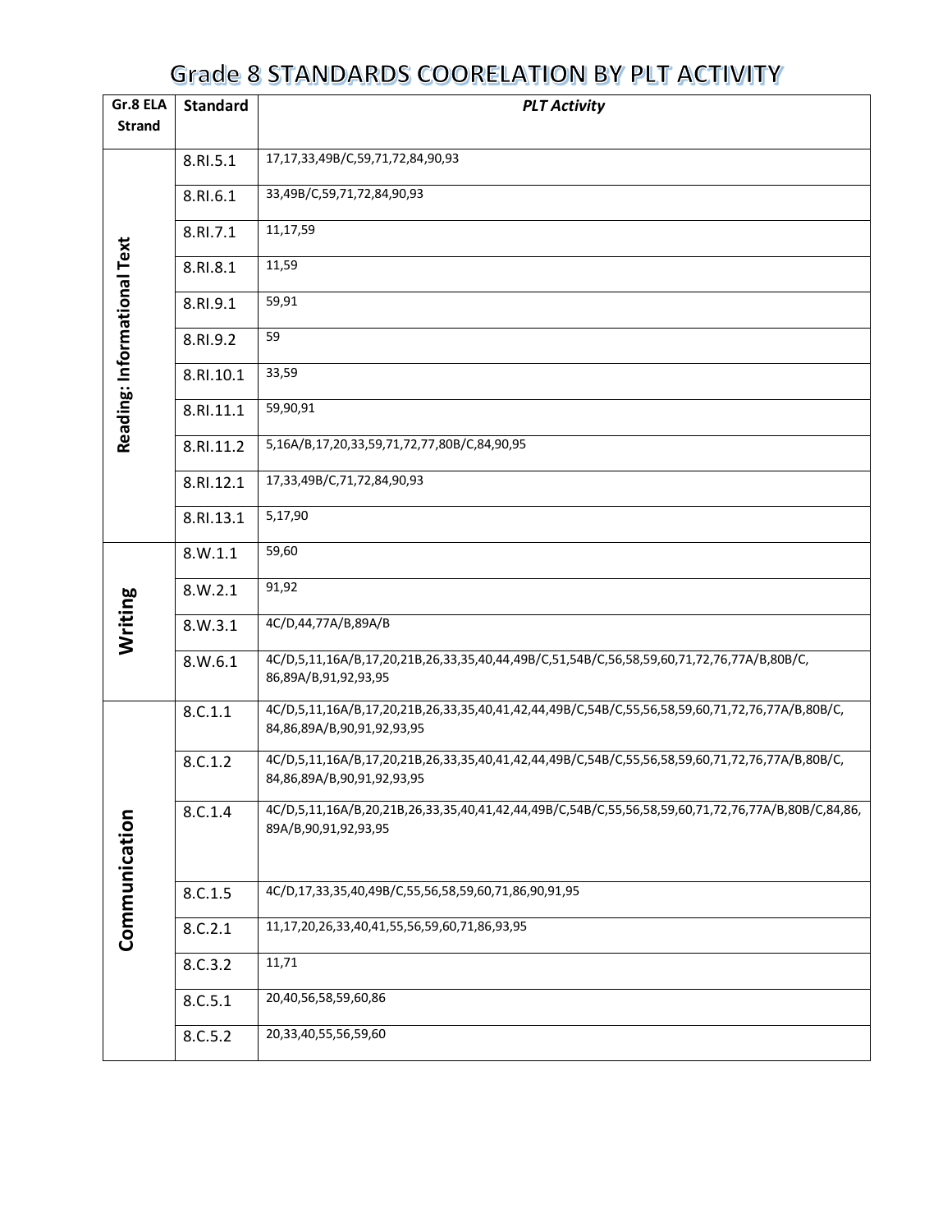# Grade 8 STANDARDS COORELATION BY PLT ACTIVITY

| Gr.8 ELA Strand | Standard | *PLT Activity* |
|---|---|---|
| Reading: Informational Text | 8.RI.5.1 | 17,17,33,49B/C,59,71,72,84,90,93 |
| | 8.RI.6.1 | 33,49B/C,59,71,72,84,90,93 |
| | 8.RI.7.1 | 11,17,59 |
| | 8.RI.8.1 | 11,59 |
| | 8.RI.9.1 | 59,91 |
| | 8.RI.9.2 | 59 |
| | 8.RI.10.1 | 33,59 |
| | 8.RI.11.1 | 59,90,91 |
| | 8.RI.11.2 | 5,16A/B,17,20,33,59,71,72,77,80B/C,84,90,95 |
| | 8.RI.12.1 | 17,33,49B/C,71,72,84,90,93 |
| | 8.RI.13.1 | 5,17,90 |
| Writing | 8.W.1.1 | 59,60 |
| | 8.W.2.1 | 91,92 |
| | 8.W.3.1 | 4C/D,44,77A/B,89A/B |
| | 8.W.6.1 | 4C/D,5,11,16A/B,17,20,21B,26,33,35,40,44,49B/C,51,54B/C,56,58,59,60,71,72,76,77A/B,80B/C, 86,89A/B,91,92,93,95 |
| Communication | 8.C.1.1 | 4C/D,5,11,16A/B,17,20,21B,26,33,35,40,41,42,44,49B/C,54B/C,55,56,58,59,60,71,72,76,77A/B,80B/C, 84,86,89A/B,90,91,92,93,95 |
| | 8.C.1.2 | 4C/D,5,11,16A/B,17,20,21B,26,33,35,40,41,42,44,49B/C,54B/C,55,56,58,59,60,71,72,76,77A/B,80B/C, 84,86,89A/B,90,91,92,93,95 |
| | 8.C.1.4 | 4C/D,5,11,16A/B,20,21B,26,33,35,40,41,42,44,49B/C,54B/C,55,56,58,59,60,71,72,76,77A/B,80B/C,84,86, 89A/B,90,91,92,93,95 |
| | 8.C.1.5 | 4C/D,17,33,35,40,49B/C,55,56,58,59,60,71,86,90,91,95 |
| | 8.C.2.1 | 11,17,20,26,33,40,41,55,56,59,60,71,86,93,95 |
| | 8.C.3.2 | 11,71 |
| | 8.C.5.1 | 20,40,56,58,59,60,86 |
| | 8.C.5.2 | 20,33,40,55,56,59,60 |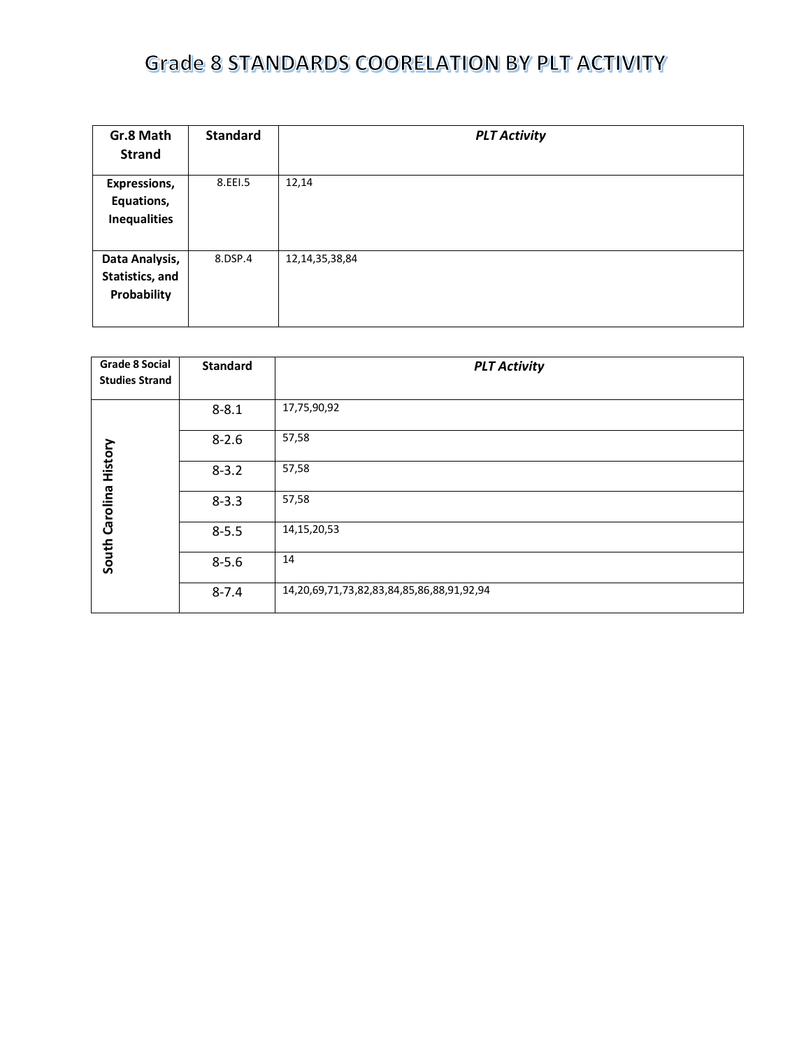# Grade 8 STANDARDS COORELATION BY PLT ACTIVITY

| Gr.8 Math Strand | Standard | *PLT Activity* |
|---|---|---|
| **Expressions, Equations, Inequalities** | 8.EEI.5 | 12,14 |
| **Data Analysis, Statistics, and Probability** | 8.DSP.4 | 12,14,35,38,84 |

| Grade 8 Social Studies Strand | Standard | *PLT Activity* |
|---|---|---|
| **South Carolina History** | 8-8.1 | 17,75,90,92 |
| | 8-2.6 | 57,58 |
| | 8-3.2 | 57,58 |
| | 8-3.3 | 57,58 |
| | 8-5.5 | 14,15,20,53 |
| | 8-5.6 | 14 |
| | 8-7.4 | 14,20,69,71,73,82,83,84,85,86,88,91,92,94 |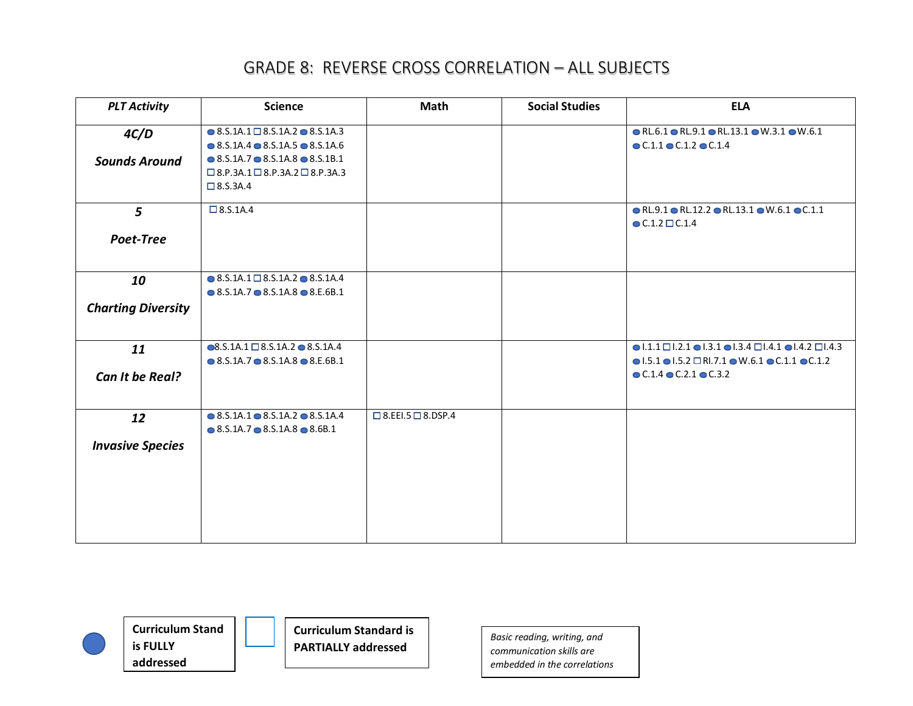# GRADE 8: REVERSE CROSS CORRELATION – ALL SUBJECTS

| *PLT Activity* | Science | Math | Social Studies | ELA |
|---|---|---|---|---|
| ***4C/D*** ***Sounds Around*** | ● 8.S.1A.1 □ 8.S.1A.2 ● 8.S.1A.3 ● 8.S.1A.4 ● 8.S.1A.5 ● 8.S.1A.6 ● 8.S.1A.7 ● 8.S.1A.8 ● 8.S.1B.1 □ 8.P.3A.1 □ 8.P.3A.2 □ 8.P.3A.3 □ 8.S.3A.4 | | | ● RL.6.1 ● RL.9.1 ● RL.13.1 ● W.3.1 ● W.6.1 ● C.1.1 ● C.1.2 ● C.1.4 |
| ***5*** ***Poet-Tree*** | □ 8.S.1A.4 | | | ● RL.9.1 ● RL.12.2 ● RL.13.1 ● W.6.1 ● C.1.1 ● C.1.2 □ C.1.4 |
| ***10*** ***Charting Diversity*** | ● 8.S.1A.1 □ 8.S.1A.2 ● 8.S.1A.4 ● 8.S.1A.7 ● 8.S.1A.8 ● 8.E.6B.1 | | | |
| ***11*** ***Can It be Real?*** | ● 8.S.1A.1 □ 8.S.1A.2 ● 8.S.1A.4 ● 8.S.1A.7 ● 8.S.1A.8 ● 8.E.6B.1 | | | ● I.1.1 □ I.2.1 ● I.3.1 ● I.3.4 □ I.4.1 ● I.4.2 □ I.4.3 ● I.5.1 ● I.5.2 □ RI.7.1 ● W.6.1 ● C.1.1 ● C.1.2 ● C.1.4 ● C.2.1 ● C.3.2 |
| ***12*** ***Invasive Species*** | ● 8.S.1A.1 ● 8.S.1A.2 ● 8.S.1A.4 ● 8.S.1A.7 ● 8.S.1A.8 ● 8.6B.1 | □ 8.EEI.5 □ 8.DSP.4 | | |

● **Curriculum Stand is FULLY addressed**

□ **Curriculum Standard is PARTIALLY addressed**

*Basic reading, writing, and communication skills are embedded in the correlations*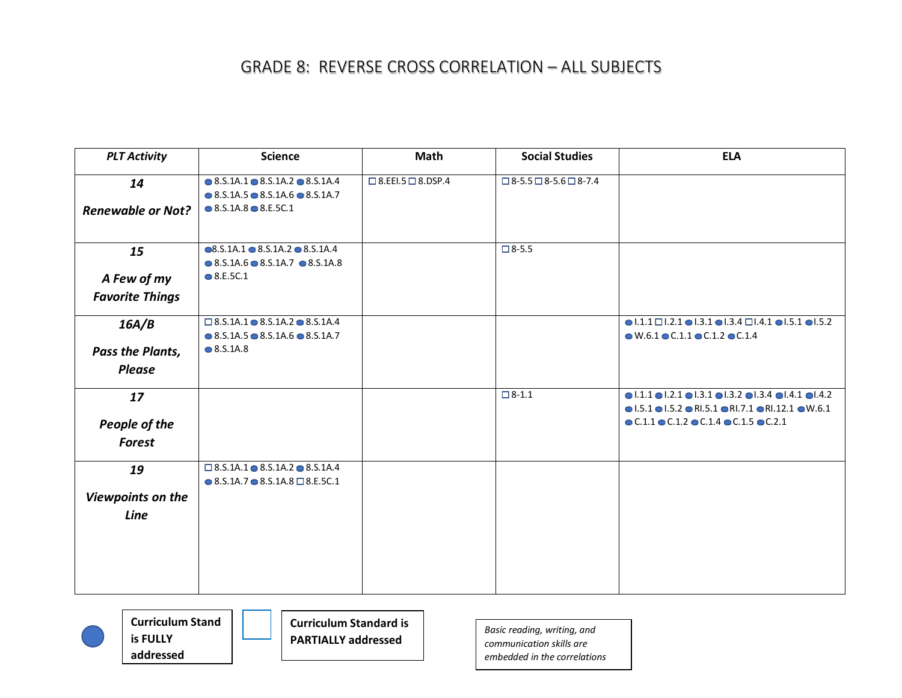# GRADE 8: REVERSE CROSS CORRELATION – ALL SUBJECTS

| *PLT Activity* | Science | Math | Social Studies | ELA |
|---|---|---|---|---|
| ***14*** ***Renewable or Not?*** | ● 8.S.1A.1 ● 8.S.1A.2 ● 8.S.1A.4 ● 8.S.1A.5 ● 8.S.1A.6 ● 8.S.1A.7 ● 8.S.1A.8 ● 8.E.5C.1 | ☐ 8.EEI.5 ☐ 8.DSP.4 | ☐ 8-5.5 ☐ 8-5.6 ☐ 8-7.4 | |
| ***15*** ***A Few of my Favorite Things*** | ● 8.S.1A.1 ● 8.S.1A.2 ● 8.S.1A.4 ● 8.S.1A.6 ● 8.S.1A.7 ● 8.S.1A.8 ● 8.E.5C.1 | | ☐ 8-5.5 | |
| ***16A/B*** ***Pass the Plants, Please*** | ☐ 8.S.1A.1 ● 8.S.1A.2 ● 8.S.1A.4 ● 8.S.1A.5 ● 8.S.1A.6 ● 8.S.1A.7 ● 8.S.1A.8 | | | ● I.1.1 ☐ I.2.1 ● I.3.1 ● I.3.4 ☐ I.4.1 ● I.5.1 ● I.5.2 ● W.6.1 ● C.1.1 ● C.1.2 ● C.1.4 |
| ***17*** ***People of the Forest*** | | | ☐ 8-1.1 | ● I.1.1 ● I.2.1 ● I.3.1 ● I.3.2 ● I.3.4 ● I.4.1 ● I.4.2 ● I.5.1 ● I.5.2 ● RI.5.1 ● RI.7.1 ● RI.12.1 ● W.6.1 ● C.1.1 ● C.1.2 ● C.1.4 ● C.1.5 ● C.2.1 |
| ***19*** ***Viewpoints on the Line*** | ☐ 8.S.1A.1 ● 8.S.1A.2 ● 8.S.1A.4 ● 8.S.1A.7 ● 8.S.1A.8 ☐ 8.E.5C.1 | | | |

● **Curriculum Stand is FULLY addressed**

☐ **Curriculum Standard is PARTIALLY addressed**

*Basic reading, writing, and communication skills are embedded in the correlations*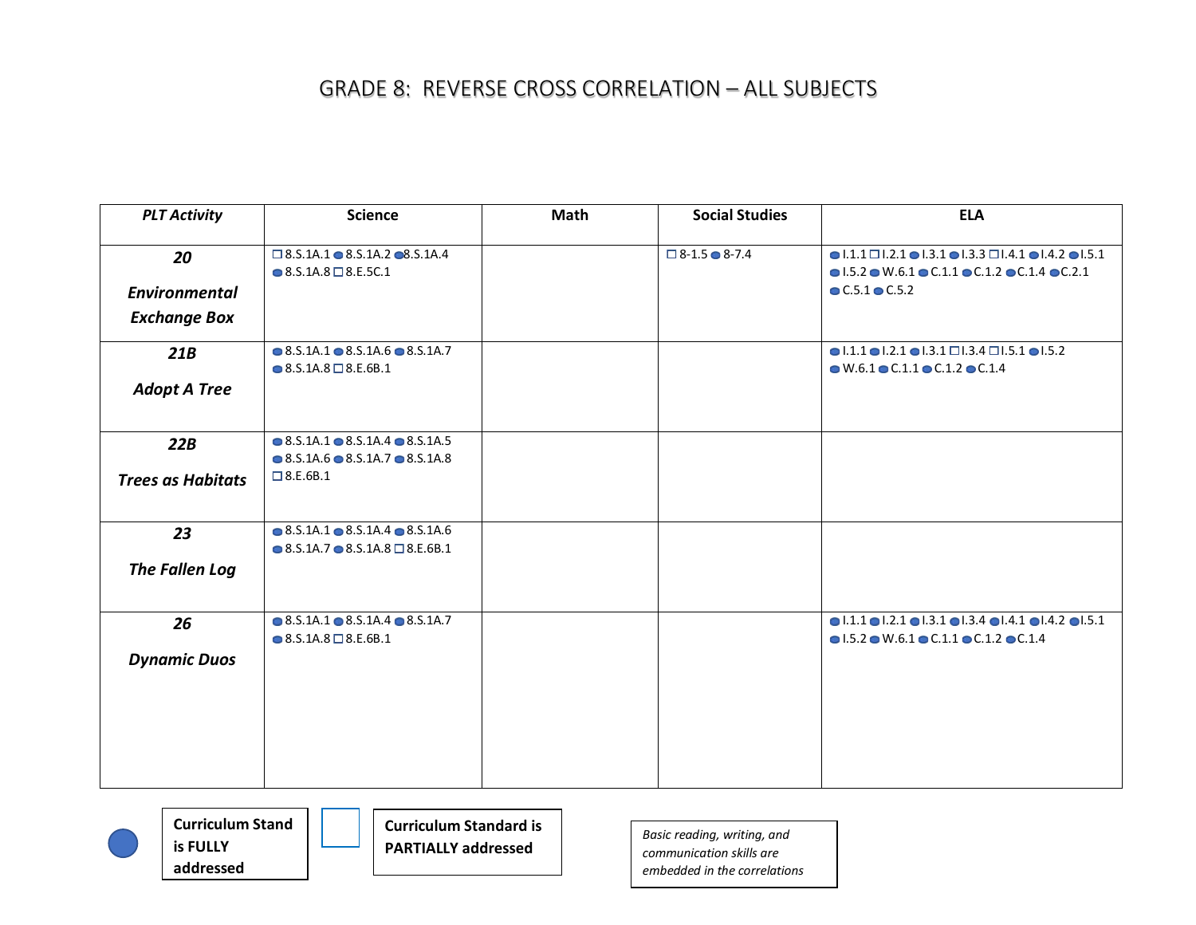# GRADE 8: REVERSE CROSS CORRELATION – ALL SUBJECTS

| *PLT Activity* | Science | Math | Social Studies | ELA |
|---|---|---|---|---|
| ***20*** ***Environmental Exchange Box*** | ☐ 8.S.1A.1 ● 8.S.1A.2 ● 8.S.1A.4 ● 8.S.1A.8 ☐ 8.E.5C.1 | | ☐ 8-1.5 ● 8-7.4 | ● I.1.1 ☐ I.2.1 ● I.3.1 ● I.3.3 ☐ I.4.1 ● I.4.2 ● I.5.1 ● I.5.2 ● W.6.1 ● C.1.1 ● C.1.2 ● C.1.4 ● C.2.1 ● C.5.1 ● C.5.2 |
| ***21B*** ***Adopt A Tree*** | ● 8.S.1A.1 ● 8.S.1A.6 ● 8.S.1A.7 ● 8.S.1A.8 ☐ 8.E.6B.1 | | | ● I.1.1 ● I.2.1 ● I.3.1 ☐ I.3.4 ☐ I.5.1 ● I.5.2 ● W.6.1 ● C.1.1 ● C.1.2 ● C.1.4 |
| ***22B*** ***Trees as Habitats*** | ● 8.S.1A.1 ● 8.S.1A.4 ● 8.S.1A.5 ● 8.S.1A.6 ● 8.S.1A.7 ● 8.S.1A.8 ☐ 8.E.6B.1 | | | |
| ***23*** ***The Fallen Log*** | ● 8.S.1A.1 ● 8.S.1A.4 ● 8.S.1A.6 ● 8.S.1A.7 ● 8.S.1A.8 ☐ 8.E.6B.1 | | | |
| ***26*** ***Dynamic Duos*** | ● 8.S.1A.1 ● 8.S.1A.4 ● 8.S.1A.7 ● 8.S.1A.8 ☐ 8.E.6B.1 | | | ● I.1.1 ● I.2.1 ● I.3.1 ● I.3.4 ● I.4.1 ● I.4.2 ● I.5.1 ● I.5.2 ● W.6.1 ● C.1.1 ● C.1.2 ● C.1.4 |

● **Curriculum Stand is FULLY addressed**

☐ **Curriculum Standard is PARTIALLY addressed**

*Basic reading, writing, and communication skills are embedded in the correlations*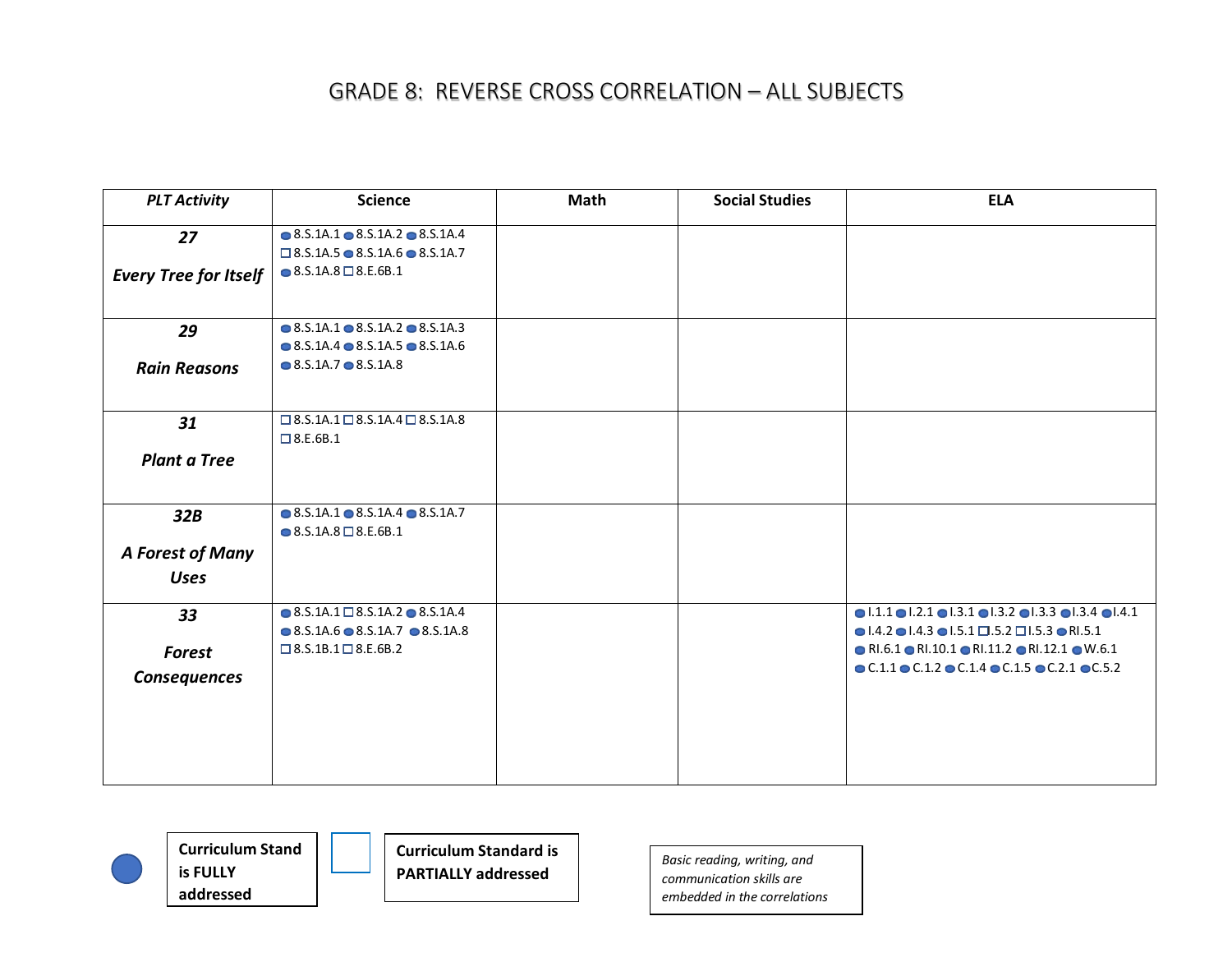# GRADE 8: REVERSE CROSS CORRELATION – ALL SUBJECTS

| *PLT Activity* | Science | Math | Social Studies | ELA |
|---|---|---|---|---|
| ***27*** ***Every Tree for Itself*** | ● 8.S.1A.1 ● 8.S.1A.2 ● 8.S.1A.4 ☐ 8.S.1A.5 ● 8.S.1A.6 ● 8.S.1A.7 ● 8.S.1A.8 ☐ 8.E.6B.1 | | | |
| ***29*** ***Rain Reasons*** | ● 8.S.1A.1 ● 8.S.1A.2 ● 8.S.1A.3 ● 8.S.1A.4 ● 8.S.1A.5 ● 8.S.1A.6 ● 8.S.1A.7 ● 8.S.1A.8 | | | |
| ***31*** ***Plant a Tree*** | ☐ 8.S.1A.1 ☐ 8.S.1A.4 ☐ 8.S.1A.8 ☐ 8.E.6B.1 | | | |
| ***32B*** ***A Forest of Many Uses*** | ● 8.S.1A.1 ● 8.S.1A.4 ● 8.S.1A.7 ● 8.S.1A.8 ☐ 8.E.6B.1 | | | |
| ***33*** ***Forest Consequences*** | ● 8.S.1A.1 ☐ 8.S.1A.2 ● 8.S.1A.4 ● 8.S.1A.6 ● 8.S.1A.7 ● 8.S.1A.8 ☐ 8.S.1B.1 ☐ 8.E.6B.2 | | | ● I.1.1 ● I.2.1 ● I.3.1 ● I.3.2 ● I.3.3 ● I.3.4 ● I.4.1 ● I.4.2 ● I.4.3 ● I.5.1 ☐ I.5.2 ☐ I.5.3 ● RI.5.1 ● RI.6.1 ● RI.10.1 ● RI.11.2 ● RI.12.1 ● W.6.1 ● C.1.1 ● C.1.2 ● C.1.4 ● C.1.5 ● C.2.1 ● C.5.2 |

● **Curriculum Stand is FULLY addressed**

☐ **Curriculum Standard is PARTIALLY addressed**

*Basic reading, writing, and communication skills are embedded in the correlations*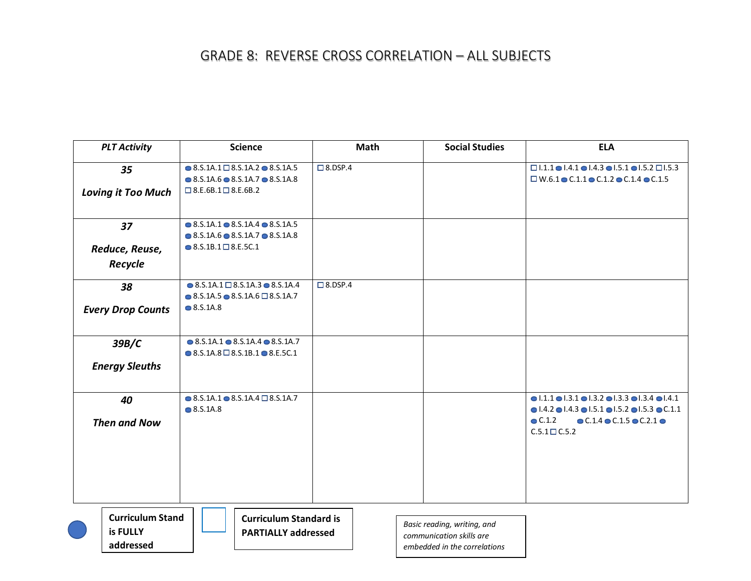# GRADE 8: REVERSE CROSS CORRELATION – ALL SUBJECTS

| PLT Activity | Science | Math | Social Studies | ELA |
|---|---|---|---|---|
| ***35*** ***Loving it Too Much*** | ● 8.S.1A.1 □ 8.S.1A.2 ● 8.S.1A.5 ● 8.S.1A.6 ● 8.S.1A.7 ● 8.S.1A.8 □ 8.E.6B.1 □ 8.E.6B.2 | □ 8.DSP.4 | | □ I.1.1 ● I.4.1 ● I.4.3 ● I.5.1 ● I.5.2 □ I.5.3 □ W.6.1 ● C.1.1 ● C.1.2 ● C.1.4 ● C.1.5 |
| ***37*** ***Reduce, Reuse, Recycle*** | ● 8.S.1A.1 ● 8.S.1A.4 ● 8.S.1A.5 ● 8.S.1A.6 ● 8.S.1A.7 ● 8.S.1A.8 ● 8.S.1B.1 □ 8.E.5C.1 | | | |
| ***38*** ***Every Drop Counts*** | ● 8.S.1A.1 □ 8.S.1A.3 ● 8.S.1A.4 ● 8.S.1A.5 ● 8.S.1A.6 □ 8.S.1A.7 ● 8.S.1A.8 | □ 8.DSP.4 | | |
| ***39B/C*** ***Energy Sleuths*** | ● 8.S.1A.1 ● 8.S.1A.4 ● 8.S.1A.7 ● 8.S.1A.8 □ 8.S.1B.1 ● 8.E.5C.1 | | | |
| ***40*** ***Then and Now*** | ● 8.S.1A.1 ● 8.S.1A.4 □ 8.S.1A.7 ● 8.S.1A.8 | | | ● I.1.1 ● I.3.1 ● I.3.2 ● I.3.3 ● I.3.4 ● I.4.1 ● I.4.2 ● I.4.3 ● I.5.1 ● I.5.2 ● I.5.3 ● C.1.1 ● C.1.2 ● C.1.4 ● C.1.5 ● C.2.1 ● C.5.1 □ C.5.2 |

● **Curriculum Stand is FULLY addressed**

□ **Curriculum Standard is PARTIALLY addressed**

*Basic reading, writing, and communication skills are embedded in the correlations*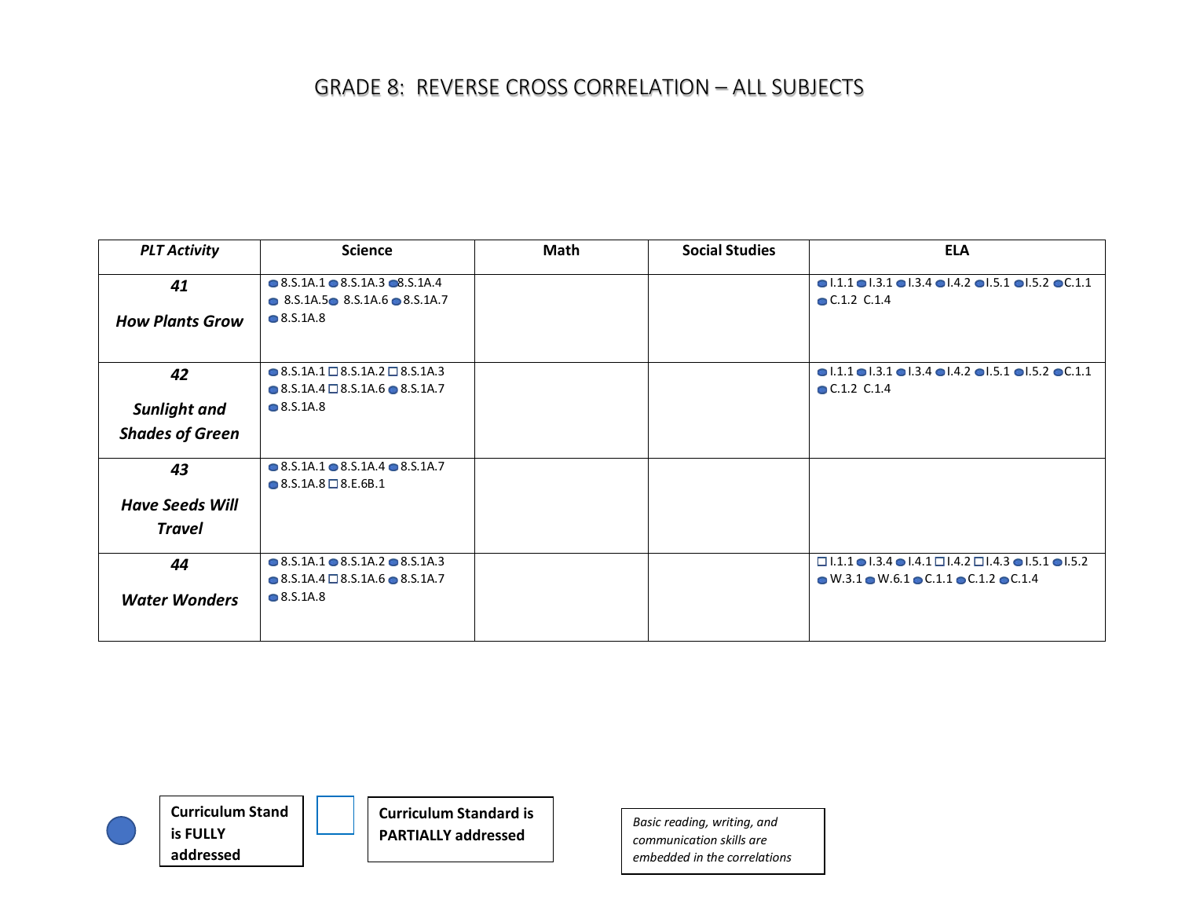# GRADE 8: REVERSE CROSS CORRELATION – ALL SUBJECTS

| *PLT Activity* | Science | Math | Social Studies | ELA |
|---|---|---|---|---|
| ***41*** ***How Plants Grow*** | ● 8.S.1A.1 ● 8.S.1A.3 ● 8.S.1A.4 ● 8.S.1A.5 ● 8.S.1A.6 ● 8.S.1A.7 ● 8.S.1A.8 | | | ● I.1.1 ● I.3.1 ● I.3.4 ● I.4.2 ● I.5.1 ● I.5.2 ● C.1.1 ● C.1.2 C.1.4 |
| ***42*** ***Sunlight and Shades of Green*** | ● 8.S.1A.1 □ 8.S.1A.2 □ 8.S.1A.3 ● 8.S.1A.4 □ 8.S.1A.6 ● 8.S.1A.7 ● 8.S.1A.8 | | | ● I.1.1 ● I.3.1 ● I.3.4 ● I.4.2 ● I.5.1 ● I.5.2 ● C.1.1 ● C.1.2 C.1.4 |
| ***43*** ***Have Seeds Will Travel*** | ● 8.S.1A.1 ● 8.S.1A.4 ● 8.S.1A.7 ● 8.S.1A.8 □ 8.E.6B.1 | | | |
| ***44*** ***Water Wonders*** | ● 8.S.1A.1 ● 8.S.1A.2 ● 8.S.1A.3 ● 8.S.1A.4 □ 8.S.1A.6 ● 8.S.1A.7 ● 8.S.1A.8 | | | □ I.1.1 ● I.3.4 ● I.4.1 □ I.4.2 □ I.4.3 ● I.5.1 ● I.5.2 ● W.3.1 ● W.6.1 ● C.1.1 ● C.1.2 ● C.1.4 |

● **Curriculum Stand is FULLY addressed**

□ **Curriculum Standard is PARTIALLY addressed**

*Basic reading, writing, and communication skills are embedded in the correlations*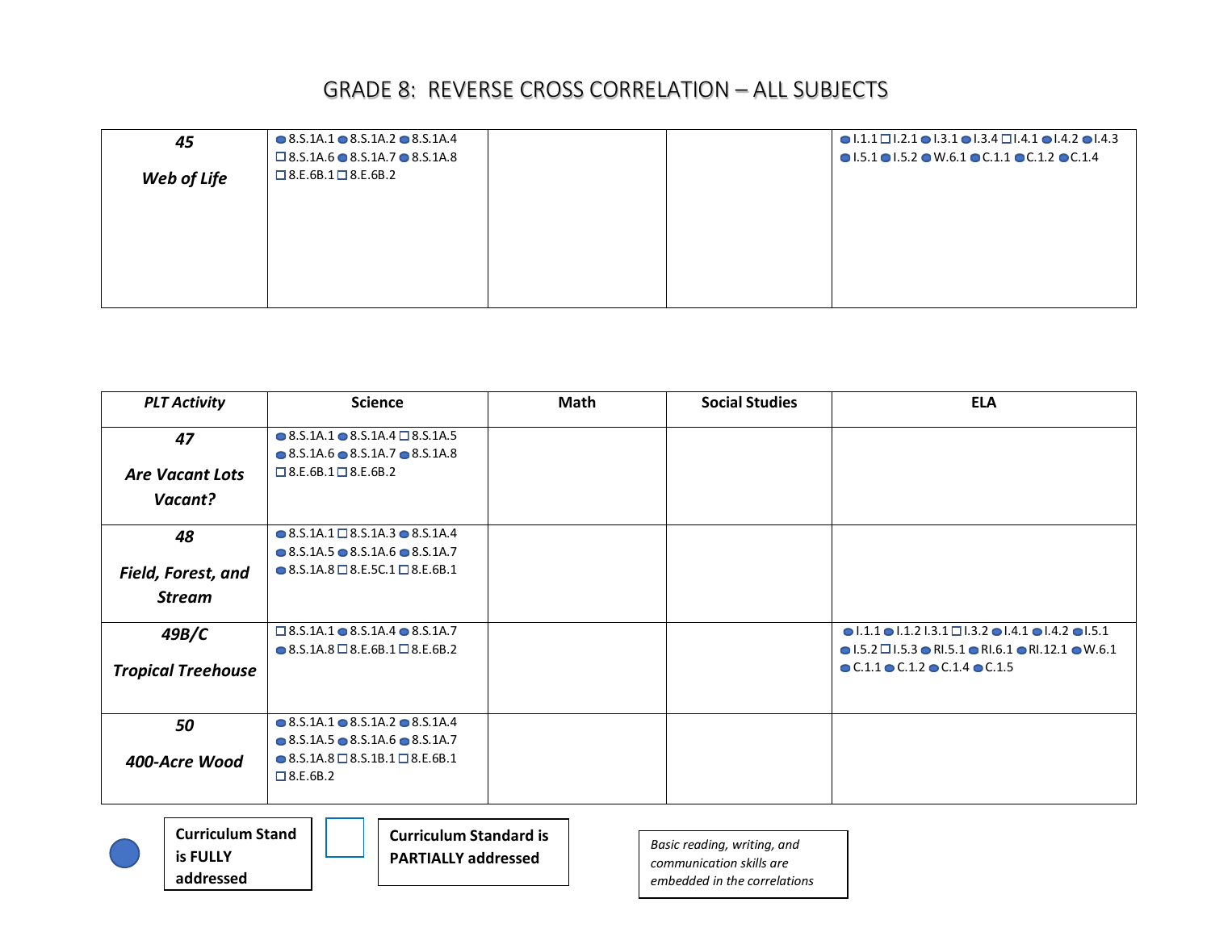# GRADE 8: REVERSE CROSS CORRELATION – ALL SUBJECTS

| | | | | |
|---|---|---|---|---|
| ***45***<br><br>***Web of Life*** | ● 8.S.1A.1 ● 8.S.1A.2 ● 8.S.1A.4 ☐ 8.S.1A.6 ● 8.S.1A.7 ● 8.S.1A.8 ☐ 8.E.6B.1 ☐ 8.E.6B.2 | | | ● I.1.1 ☐ I.2.1 ● I.3.1 ● I.3.4 ☐ I.4.1 ● I.4.2 ● I.4.3 ● I.5.1 ● I.5.2 ● W.6.1 ● C.1.1 ● C.1.2 ● C.1.4 |

| *PLT Activity* | Science | Math | Social Studies | ELA |
|---|---|---|---|---|
| ***47***<br><br>***Are Vacant Lots Vacant?*** | ● 8.S.1A.1 ● 8.S.1A.4 ☐ 8.S.1A.5 ● 8.S.1A.6 ● 8.S.1A.7 ● 8.S.1A.8 ☐ 8.E.6B.1 ☐ 8.E.6B.2 | | | |
| ***48***<br><br>***Field, Forest, and Stream*** | ● 8.S.1A.1 ☐ 8.S.1A.3 ● 8.S.1A.4 ● 8.S.1A.5 ● 8.S.1A.6 ● 8.S.1A.7 ● 8.S.1A.8 ☐ 8.E.5C.1 ☐ 8.E.6B.1 | | | |
| ***49B/C***<br><br>***Tropical Treehouse*** | ☐ 8.S.1A.1 ● 8.S.1A.4 ● 8.S.1A.7 ● 8.S.1A.8 ☐ 8.E.6B.1 ☐ 8.E.6B.2 | | | ● I.1.1 ● I.1.2 I.3.1 ☐ I.3.2 ● I.4.1 ● I.4.2 ● I.5.1 ● I.5.2 ☐ I.5.3 ● RI.5.1 ● RI.6.1 ● RI.12.1 ● W.6.1 ● C.1.1 ● C.1.2 ● C.1.4 ● C.1.5 |
| ***50***<br><br>***400-Acre Wood*** | ● 8.S.1A.1 ● 8.S.1A.2 ● 8.S.1A.4 ● 8.S.1A.5 ● 8.S.1A.6 ● 8.S.1A.7 ● 8.S.1A.8 ☐ 8.S.1B.1 ☐ 8.E.6B.1 ☐ 8.E.6B.2 | | | |

● **Curriculum Stand is FULLY addressed**

☐ **Curriculum Standard is PARTIALLY addressed**

*Basic reading, writing, and communication skills are embedded in the correlations*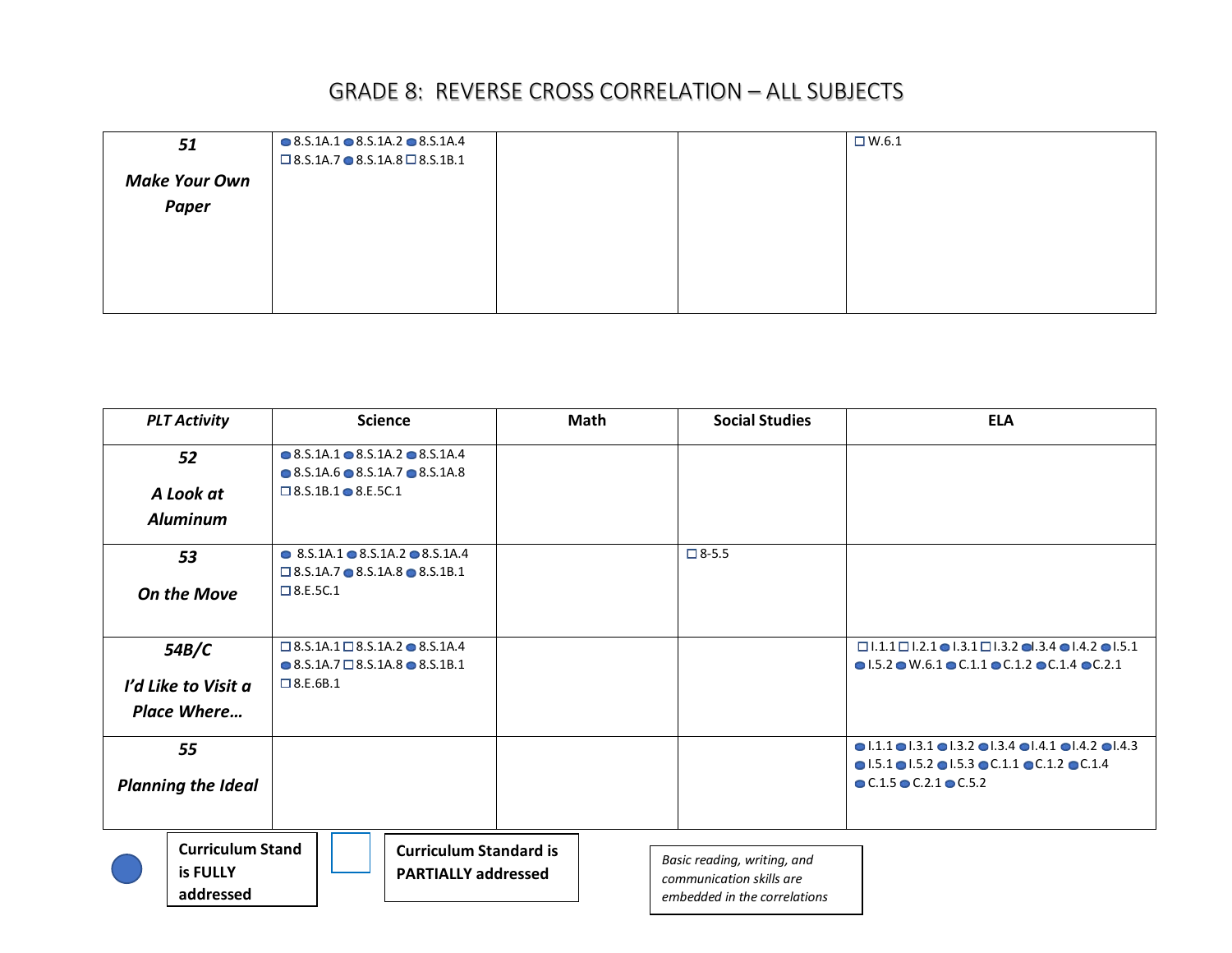# GRADE 8: REVERSE CROSS CORRELATION – ALL SUBJECTS

| PLT Activity | Science | Math | Social Studies | ELA |
|---|---|---|---|---|
| ***51*** ***Make Your Own Paper*** | ● 8.S.1A.1 ● 8.S.1A.2 ● 8.S.1A.4 ☐ 8.S.1A.7 ● 8.S.1A.8 ☐ 8.S.1B.1 | | | ☐ W.6.1 |
| ***52*** ***A Look at Aluminum*** | ● 8.S.1A.1 ● 8.S.1A.2 ● 8.S.1A.4 ● 8.S.1A.6 ● 8.S.1A.7 ● 8.S.1A.8 ☐ 8.S.1B.1 ● 8.E.5C.1 | | | |
| ***53*** ***On the Move*** | ● 8.S.1A.1 ● 8.S.1A.2 ● 8.S.1A.4 ☐ 8.S.1A.7 ● 8.S.1A.8 ● 8.S.1B.1 ☐ 8.E.5C.1 | | ☐ 8-5.5 | |
| ***54B/C*** ***I'd Like to Visit a Place Where…*** | ☐ 8.S.1A.1 ☐ 8.S.1A.2 ● 8.S.1A.4 ● 8.S.1A.7 ☐ 8.S.1A.8 ● 8.S.1B.1 ☐ 8.E.6B.1 | | | ☐ I.1.1 ☐ I.2.1 ● I.3.1 ☐ I.3.2 ● I.3.4 ● I.4.2 ● I.5.1 ● I.5.2 ● W.6.1 ● C.1.1 ● C.1.2 ● C.1.4 ● C.2.1 |
| ***55*** ***Planning the Ideal*** | | | | ● I.1.1 ● I.3.1 ● I.3.2 ● I.3.4 ● I.4.1 ● I.4.2 ● I.4.3 ● I.5.1 ● I.5.2 ● I.5.3 ● C.1.1 ● C.1.2 ● C.1.4 ● C.1.5 ● C.2.1 ● C.5.2 |

● **Curriculum Stand is FULLY addressed**

☐ **Curriculum Standard is PARTIALLY addressed**

*Basic reading, writing, and communication skills are embedded in the correlations*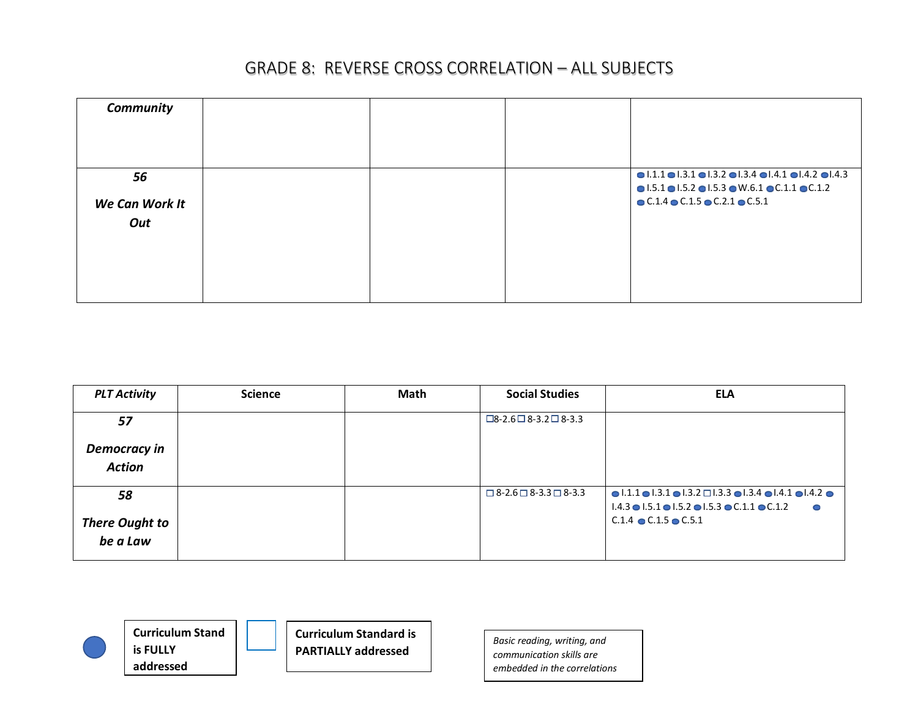# GRADE 8: REVERSE CROSS CORRELATION – ALL SUBJECTS

| *Community* | | | | |
|---|---|---|---|---|
| ***56*** ***We Can Work It Out*** | | | | ● I.1.1 ● I.3.1 ● I.3.2 ● I.3.4 ● I.4.1 ● I.4.2 ● I.4.3 ● I.5.1 ● I.5.2 ● I.5.3 ● W.6.1 ● C.1.1 ● C.1.2 ● C.1.4 ● C.1.5 ● C.2.1 ● C.5.1 |

| *PLT Activity* | Science | Math | Social Studies | ELA |
|---|---|---|---|---|
| ***57*** ***Democracy in Action*** | | | ☐ 8-2.6 ☐ 8-3.2 ☐ 8-3.3 | |
| ***58*** ***There Ought to be a Law*** | | | ☐ 8-2.6 ☐ 8-3.3 ☐ 8-3.3 | ● I.1.1 ● I.3.1 ● I.3.2 ☐ I.3.3 ● I.3.4 ● I.4.1 ● I.4.2 ● I.4.3 ● I.5.1 ● I.5.2 ● I.5.3 ● C.1.1 ● C.1.2 ● C.1.4 ● C.1.5 ● C.5.1 |

● **Curriculum Stand is FULLY addressed**

☐ **Curriculum Standard is PARTIALLY addressed**

*Basic reading, writing, and communication skills are embedded in the correlations*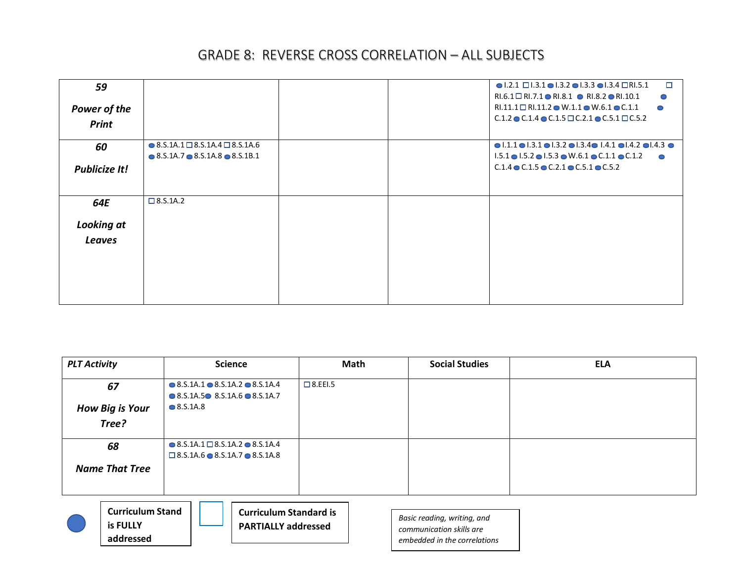# GRADE 8: REVERSE CROSS CORRELATION – ALL SUBJECTS

| PLT Activity | Science | Math | Social Studies | ELA |
|---|---|---|---|---|
| ***59*** ***Power of the Print*** | | | | ● I.2.1 ☐ I.3.1 ● I.3.2 ● I.3.3 ● I.3.4 ☐ RI.5.1 ☐ RI.6.1 ☐ RI.7.1 ● RI.8.1 ● RI.8.2 ● RI.10.1 ● RI.11.1 ☐ RI.11.2 ● W.1.1 ● W.6.1 ● C.1.1 ● C.1.2 ● C.1.4 ● C.1.5 ☐ C.2.1 ● C.5.1 ☐ C.5.2 |
| ***60*** ***Publicize It!*** | ● 8.S.1A.1 ☐ 8.S.1A.4 ☐ 8.S.1A.6 ● 8.S.1A.7 ● 8.S.1A.8 ● 8.S.1B.1 | | | ● I.1.1 ● I.3.1 ● I.3.2 ● I.3.4 ● I.4.1 ● I.4.2 ● I.4.3 ● I.5.1 ● I.5.2 ● I.5.3 ● W.6.1 ● C.1.1 ● C.1.2 ● C.1.4 ● C.1.5 ● C.2.1 ● C.5.1 ● C.5.2 |
| ***64E*** ***Looking at Leaves*** | ☐ 8.S.1A.2 | | | |
| ***67*** ***How Big is Your Tree?*** | ● 8.S.1A.1 ● 8.S.1A.2 ● 8.S.1A.4 ● 8.S.1A.5 ● 8.S.1A.6 ● 8.S.1A.7 ● 8.S.1A.8 | ☐ 8.EEI.5 | | |
| ***68*** ***Name That Tree*** | ● 8.S.1A.1 ☐ 8.S.1A.2 ● 8.S.1A.4 ☐ 8.S.1A.6 ● 8.S.1A.7 ● 8.S.1A.8 | | | |

● **Curriculum Stand is FULLY addressed**

☐ **Curriculum Standard is PARTIALLY addressed**

*Basic reading, writing, and communication skills are embedded in the correlations*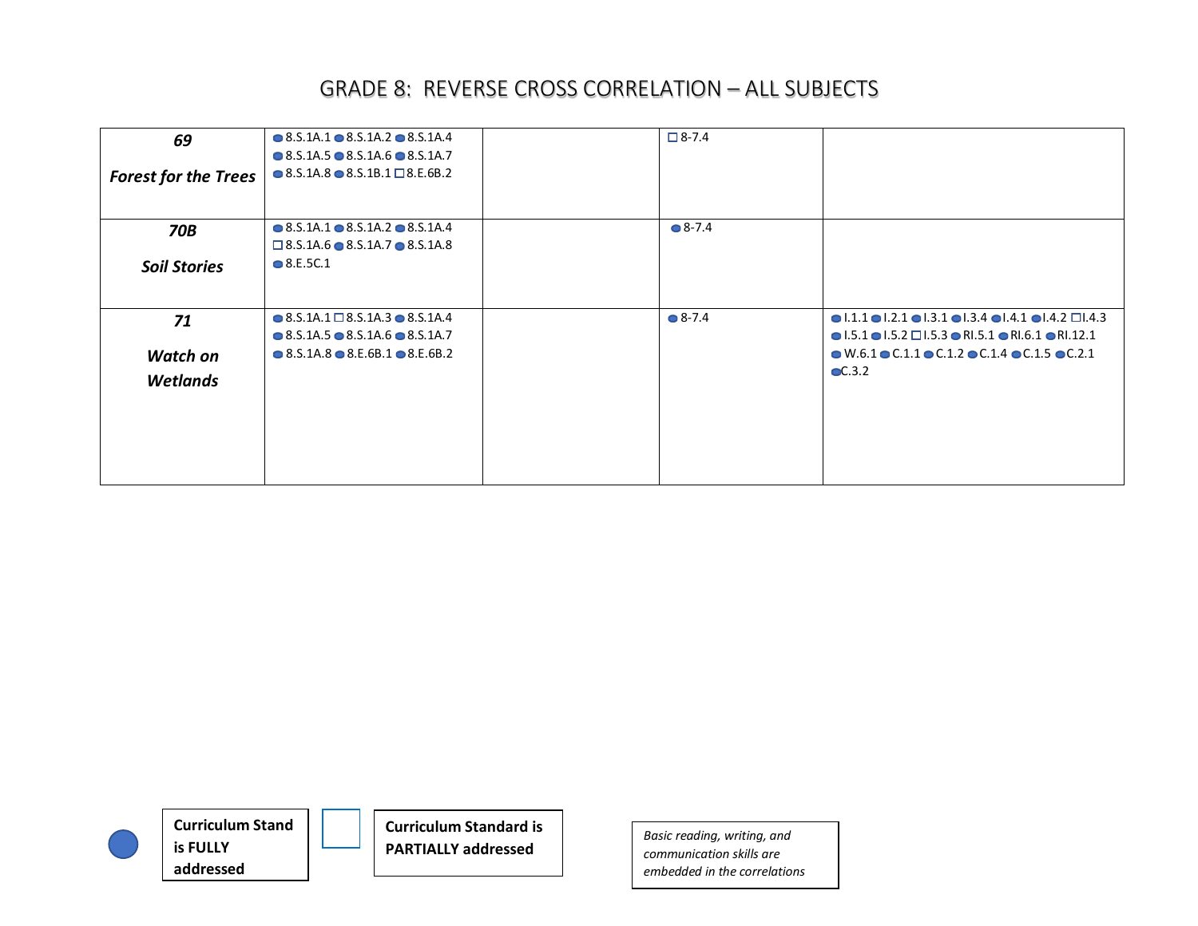# GRADE 8: REVERSE CROSS CORRELATION – ALL SUBJECTS

| | | | | |
|---|---|---|---|---|
| ***69*** ***Forest for the Trees*** | ● 8.S.1A.1 ● 8.S.1A.2 ● 8.S.1A.4 ● 8.S.1A.5 ● 8.S.1A.6 ● 8.S.1A.7 ● 8.S.1A.8 ● 8.S.1B.1 □ 8.E.6B.2 | | □ 8-7.4 | |
| ***70B*** ***Soil Stories*** | ● 8.S.1A.1 ● 8.S.1A.2 ● 8.S.1A.4 □ 8.S.1A.6 ● 8.S.1A.7 ● 8.S.1A.8 ● 8.E.5C.1 | | ● 8-7.4 | |
| ***71*** ***Watch on Wetlands*** | ● 8.S.1A.1 □ 8.S.1A.3 ● 8.S.1A.4 ● 8.S.1A.5 ● 8.S.1A.6 ● 8.S.1A.7 ● 8.S.1A.8 ● 8.E.6B.1 ● 8.E.6B.2 | | ● 8-7.4 | ● I.1.1 ● I.2.1 ● I.3.1 ● I.3.4 ● I.4.1 ● I.4.2 □ I.4.3 ● I.5.1 ● I.5.2 □ I.5.3 ● RI.5.1 ● RI.6.1 ● RI.12.1 ● W.6.1 ● C.1.1 ● C.1.2 ● C.1.4 ● C.1.5 ● C.2.1 ● C.3.2 |

● **Curriculum Stand is FULLY addressed**

□ **Curriculum Standard is PARTIALLY addressed**

*Basic reading, writing, and communication skills are embedded in the correlations*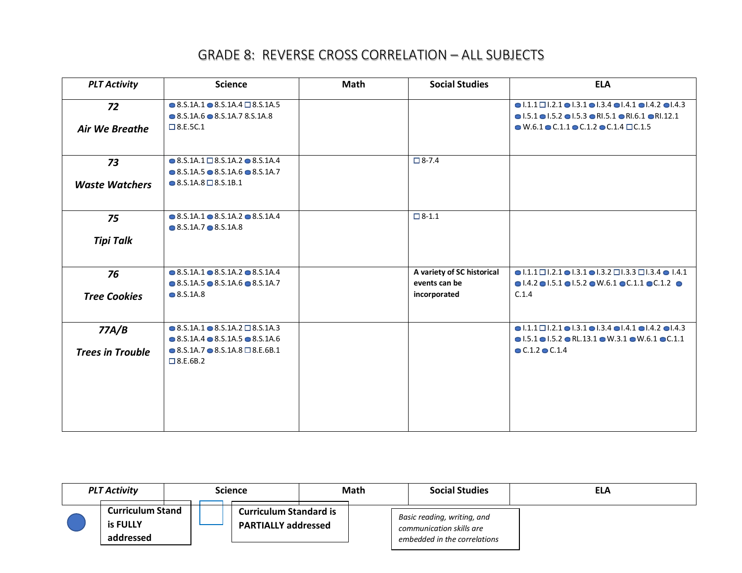# GRADE 8: REVERSE CROSS CORRELATION – ALL SUBJECTS

| PLT Activity | Science | Math | Social Studies | ELA |
|---|---|---|---|---|
| **72** ***Air We Breathe*** | ● 8.S.1A.1 ● 8.S.1A.4 ☐ 8.S.1A.5 ● 8.S.1A.6 ● 8.S.1A.7 8.S.1A.8 ☐ 8.E.5C.1 | | | ● I.1.1 ☐ I.2.1 ● I.3.1 ● I.3.4 ● I.4.1 ● I.4.2 ● I.4.3 ● I.5.1 ● I.5.2 ● I.5.3 ● RI.5.1 ● RI.6.1 ● RI.12.1 ● W.6.1 ● C.1.1 ● C.1.2 ● C.1.4 ☐ C.1.5 |
| **73** ***Waste Watchers*** | ● 8.S.1A.1 ☐ 8.S.1A.2 ● 8.S.1A.4 ● 8.S.1A.5 ● 8.S.1A.6 ● 8.S.1A.7 ● 8.S.1A.8 ☐ 8.S.1B.1 | | ☐ 8-7.4 | |
| **75** ***Tipi Talk*** | ● 8.S.1A.1 ● 8.S.1A.2 ● 8.S.1A.4 ● 8.S.1A.7 ● 8.S.1A.8 | | ☐ 8-1.1 | |
| **76** ***Tree Cookies*** | ● 8.S.1A.1 ● 8.S.1A.2 ● 8.S.1A.4 ● 8.S.1A.5 ● 8.S.1A.6 ● 8.S.1A.7 ● 8.S.1A.8 | | **A variety of SC historical events can be incorporated** | ● I.1.1 ☐ I.2.1 ● I.3.1 ● I.3.2 ☐ I.3.3 ☐ I.3.4 ● I.4.1 ● I.4.2 ● I.5.1 ● I.5.2 ● W.6.1 ● C.1.1 ● C.1.2 ● C.1.4 |
| **77A/B** ***Trees in Trouble*** | ● 8.S.1A.1 ● 8.S.1A.2 ☐ 8.S.1A.3 ● 8.S.1A.4 ● 8.S.1A.5 ● 8.S.1A.6 ● 8.S.1A.7 ● 8.S.1A.8 ☐ 8.E.6B.1 ☐ 8.E.6B.2 | | | ● I.1.1 ☐ I.2.1 ● I.3.1 ● I.3.4 ● I.4.1 ● I.4.2 ● I.4.3 ● I.5.1 ● I.5.2 ● RL.13.1 ● W.3.1 ● W.6.1 ● C.1.1 ● C.1.2 ● C.1.4 |

| PLT Activity | Science | Math | Social Studies | ELA |
|---|---|---|---|---|

● **Curriculum Stand is FULLY addressed**

☐ **Curriculum Standard is PARTIALLY addressed**

*Basic reading, writing, and communication skills are embedded in the correlations*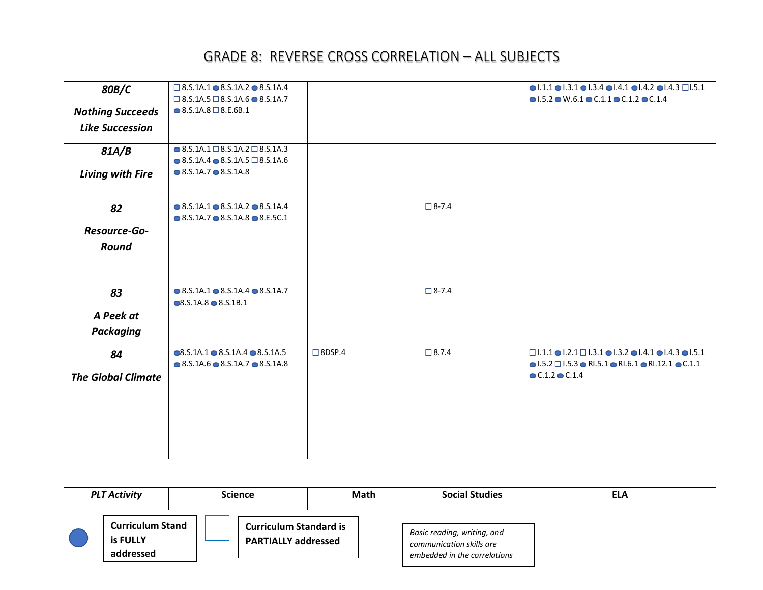# GRADE 8: REVERSE CROSS CORRELATION – ALL SUBJECTS

| PLT Activity | Science | Math | Social Studies | ELA |
|---|---|---|---|---|
| ***80B/C*** ***Nothing Succeeds Like Succession*** | □ 8.S.1A.1 ● 8.S.1A.2 ● 8.S.1A.4 □ 8.S.1A.5 □ 8.S.1A.6 ● 8.S.1A.7 ● 8.S.1A.8 □ 8.E.6B.1 | | | ● I.1.1 ● I.3.1 ● I.3.4 ● I.4.1 ● I.4.2 ● I.4.3 □ I.5.1 ● I.5.2 ● W.6.1 ● C.1.1 ● C.1.2 ● C.1.4 |
| ***81A/B*** ***Living with Fire*** | ● 8.S.1A.1 □ 8.S.1A.2 □ 8.S.1A.3 ● 8.S.1A.4 ● 8.S.1A.5 □ 8.S.1A.6 ● 8.S.1A.7 ● 8.S.1A.8 | | | |
| ***82*** ***Resource-Go-Round*** | ● 8.S.1A.1 ● 8.S.1A.2 ● 8.S.1A.4 ● 8.S.1A.7 ● 8.S.1A.8 ● 8.E.5C.1 | | □ 8-7.4 | |
| ***83*** ***A Peek at Packaging*** | ● 8.S.1A.1 ● 8.S.1A.4 ● 8.S.1A.7 ● 8.S.1A.8 ● 8.S.1B.1 | | □ 8-7.4 | |
| ***84*** ***The Global Climate*** | ● 8.S.1A.1 ● 8.S.1A.4 ● 8.S.1A.5 ● 8.S.1A.6 ● 8.S.1A.7 ● 8.S.1A.8 | □ 8DSP.4 | □ 8.7.4 | □ I.1.1 ● I.2.1 □ I.3.1 ● I.3.2 ● I.4.1 ● I.4.3 ● I.5.1 ● I.5.2 □ I.5.3 ● RI.5.1 ● RI.6.1 ● RI.12.1 ● C.1.1 ● C.1.2 ● C.1.4 |

● **Curriculum Stand is FULLY addressed**

□ **Curriculum Standard is PARTIALLY addressed**

*Basic reading, writing, and communication skills are embedded in the correlations*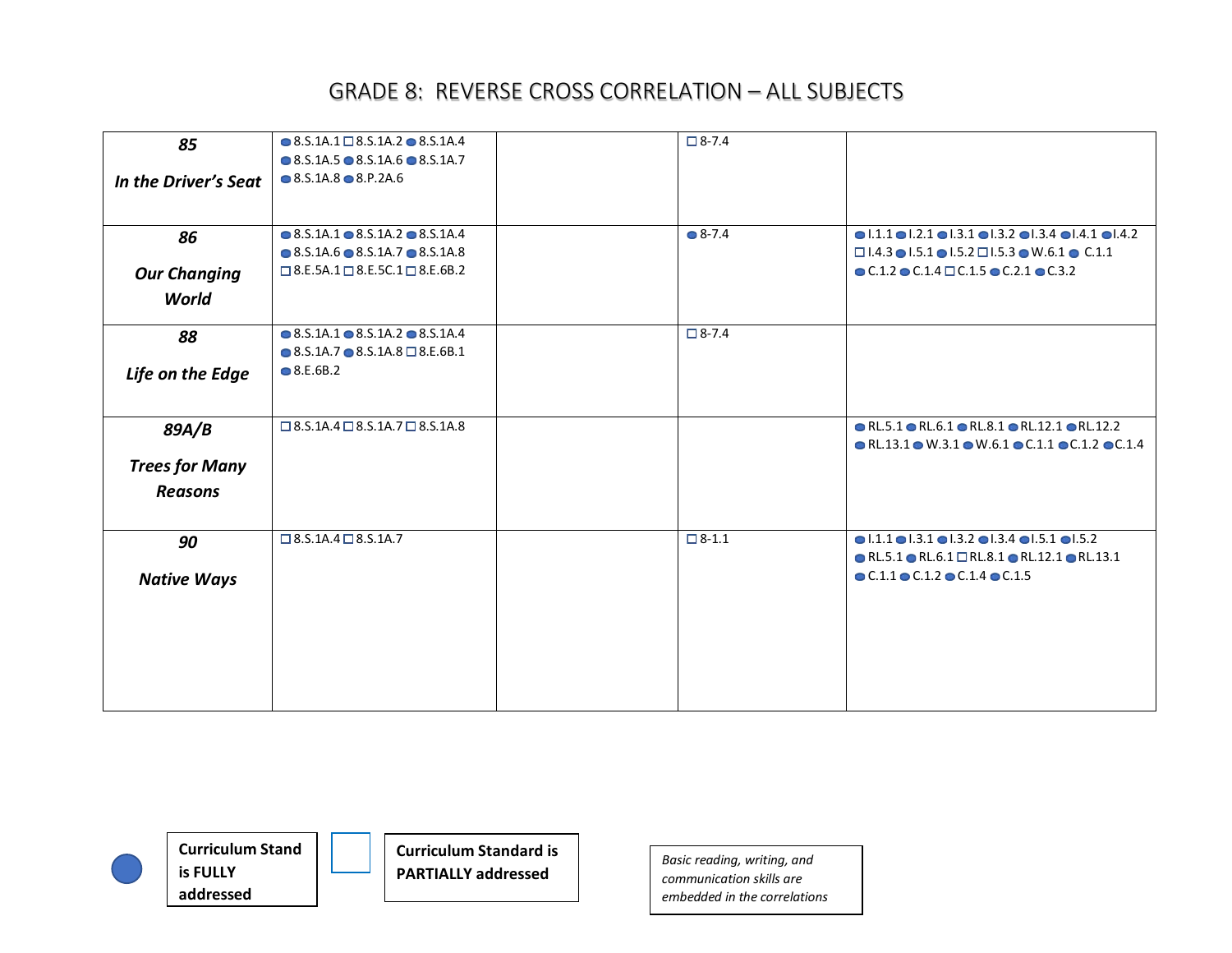# GRADE 8: REVERSE CROSS CORRELATION – ALL SUBJECTS

| | | | | |
|---|---|---|---|---|
| ***85*** ***In the Driver's Seat*** | ● 8.S.1A.1 □ 8.S.1A.2 ● 8.S.1A.4 ● 8.S.1A.5 ● 8.S.1A.6 ● 8.S.1A.7 ● 8.S.1A.8 ● 8.P.2A.6 | | □ 8-7.4 | |
| ***86*** ***Our Changing World*** | ● 8.S.1A.1 ● 8.S.1A.2 ● 8.S.1A.4 ● 8.S.1A.6 ● 8.S.1A.7 ● 8.S.1A.8 □ 8.E.5A.1 □ 8.E.5C.1 □ 8.E.6B.2 | | ● 8-7.4 | ● I.1.1 ● I.2.1 ● I.3.1 ● I.3.2 ● I.3.4 ● I.4.1 ● I.4.2 □ I.4.3 ● I.5.1 ● I.5.2 □ I.5.3 ● W.6.1 ● C.1.1 ● C.1.2 ● C.1.4 □ C.1.5 ● C.2.1 ● C.3.2 |
| ***88*** ***Life on the Edge*** | ● 8.S.1A.1 ● 8.S.1A.2 ● 8.S.1A.4 ● 8.S.1A.7 ● 8.S.1A.8 □ 8.E.6B.1 ● 8.E.6B.2 | | □ 8-7.4 | |
| ***89A/B*** ***Trees for Many Reasons*** | □ 8.S.1A.4 □ 8.S.1A.7 □ 8.S.1A.8 | | | ● RL.5.1 ● RL.6.1 ● RL.8.1 ● RL.12.1 ● RL.12.2 ● RL.13.1 ● W.3.1 ● W.6.1 ● C.1.1 ● C.1.2 ● C.1.4 |
| ***90*** ***Native Ways*** | □ 8.S.1A.4 □ 8.S.1A.7 | | □ 8-1.1 | ● I.1.1 ● I.3.1 ● I.3.2 ● I.3.4 ● I.5.1 ● I.5.2 ● RL.5.1 ● RL.6.1 □ RL.8.1 ● RL.12.1 ● RL.13.1 ● C.1.1 ● C.1.2 ● C.1.4 ● C.1.5 |

● **Curriculum Stand is FULLY addressed**

□ **Curriculum Standard is PARTIALLY addressed**

*Basic reading, writing, and communication skills are embedded in the correlations*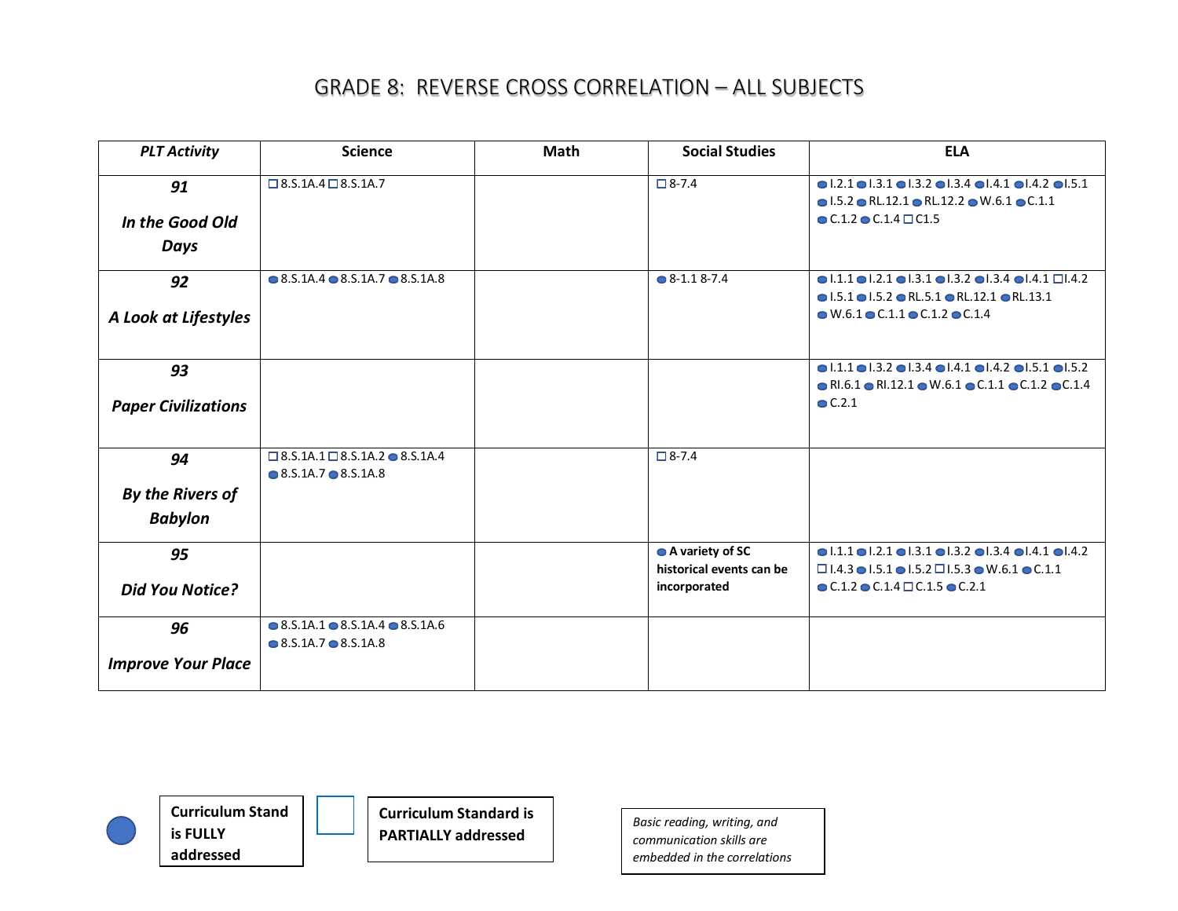# GRADE 8: REVERSE CROSS CORRELATION – ALL SUBJECTS

| PLT Activity | Science | Math | Social Studies | ELA |
|---|---|---|---|---|
| ***91*** ***In the Good Old Days*** | ☐ 8.S.1A.4 ☐ 8.S.1A.7 | | ☐ 8-7.4 | ● I.2.1 ● I.3.1 ● I.3.2 ● I.3.4 ● I.4.1 ● I.4.2 ● I.5.1 ● I.5.2 ● RL.12.1 ● RL.12.2 ● W.6.1 ● C.1.1 ● C.1.2 ● C.1.4 ☐ C1.5 |
| ***92*** ***A Look at Lifestyles*** | ● 8.S.1A.4 ● 8.S.1A.7 ● 8.S.1A.8 | | ● 8-1.1 8-7.4 | ● I.1.1 ● I.2.1 ● I.3.1 ● I.3.2 ● I.3.4 ● I.4.1 ☐ I.4.2 ● I.5.1 ● I.5.2 ● RL.5.1 ● RL.12.1 ● RL.13.1 ● W.6.1 ● C.1.1 ● C.1.2 ● C.1.4 |
| ***93*** ***Paper Civilizations*** | | | | ● I.1.1 ● I.3.2 ● I.3.4 ● I.4.1 ● I.4.2 ● I.5.1 ● I.5.2 ● RI.6.1 ● RI.12.1 ● W.6.1 ● C.1.1 ● C.1.2 ● C.1.4 ● C.2.1 |
| ***94*** ***By the Rivers of Babylon*** | ☐ 8.S.1A.1 ☐ 8.S.1A.2 ● 8.S.1A.4 ● 8.S.1A.7 ● 8.S.1A.8 | | ☐ 8-7.4 | |
| ***95*** ***Did You Notice?*** | | | ● **A variety of SC historical events can be incorporated** | ● I.1.1 ● I.2.1 ● I.3.1 ● I.3.2 ● I.3.4 ● I.4.1 ● I.4.2 ☐ I.4.3 ● I.5.1 ● I.5.2 ☐ I.5.3 ● W.6.1 ● C.1.1 ● C.1.2 ● C.1.4 ☐ C.1.5 ● C.2.1 |
| ***96*** ***Improve Your Place*** | ● 8.S.1A.1 ● 8.S.1A.4 ● 8.S.1A.6 ● 8.S.1A.7 ● 8.S.1A.8 | | | |

● **Curriculum Stand is FULLY addressed**

☐ **Curriculum Standard is PARTIALLY addressed**

*Basic reading, writing, and communication skills are embedded in the correlations*